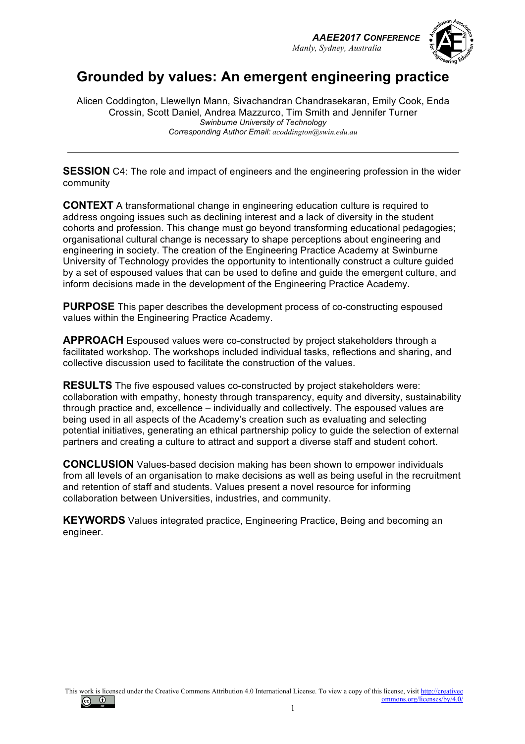# Grounded by values: An emergent engineering practice

Alicen Coddington, Llewellyn Mann, Sivachandran Chandrasekaran, Emily Cook, Enda Crossin, Scott Daniel, Andrea Mazzurco, Tim Smith and Jennifer Turner

*Swinburne University of Technology*

*Corresponding Author Email: acoddington@swin.edu.au*

---

**SESSION** C4: The role and impact of engineers and the engineering profession in the wider community

**CONTEXT** A transformational change in engineering education culture is required to address ongoing issues such as declining interest and a lack of diversity in the student cohorts and profession. This change must go beyond transforming educational pedagogies; organisational cultural change is necessary to shape perceptions about engineering and engineering in society. The creation of the Engineering Practice Academy at Swinburne University of Technology provides the opportunity to intentionally construct a culture guided by a set of espoused values that can be used to define and guide the emergent culture, and inform decisions made in the development of the Engineering Practice Academy.

**PURPOSE** This paper describes the development process of co-constructing espoused values within the Engineering Practice Academy.

**APPROACH** Espoused values were co-constructed by project stakeholders through a facilitated workshop. The workshops included individual tasks, reflections and sharing, and collective discussion used to facilitate the construction of the values.

**RESULTS** The five espoused values co-constructed by project stakeholders were: collaboration with empathy, honesty through transparency, equity and diversity, sustainability through practice and, excellence – individually and collectively. The espoused values are being used in all aspects of the Academy's creation such as evaluating and selecting potential initiatives, generating an ethical partnership policy to guide the selection of external partners and creating a culture to attract and support a diverse staff and student cohort.

**CONCLUSION** Values-based decision making has been shown to empower individuals from all levels of an organisation to make decisions as well as being useful in the recruitment and retention of staff and students. Values present a novel resource for informing collaboration between Universities, industries, and community.

**KEYWORDS** Values integrated practice, Engineering Practice, Being and becoming an engineer.

This work is licensed under the Creative Commons Attribution 4.0 International License. To view a copy of this license, visit http://creativecommons.org/licenses/by/4.0/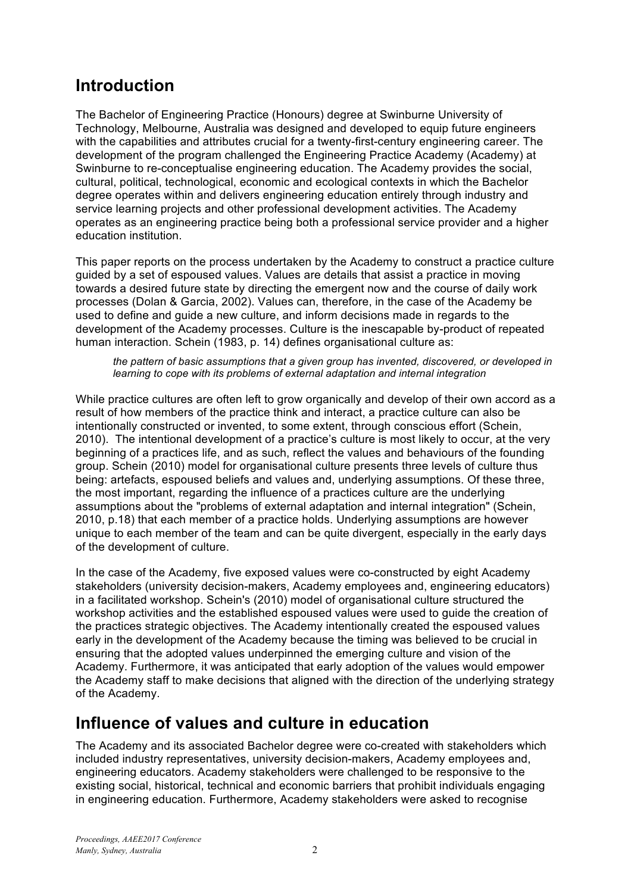## Introduction

The Bachelor of Engineering Practice (Honours) degree at Swinburne University of Technology, Melbourne, Australia was designed and developed to equip future engineers with the capabilities and attributes crucial for a twenty-first-century engineering career. The development of the program challenged the Engineering Practice Academy (Academy) at Swinburne to re-conceptualise engineering education. The Academy provides the social, cultural, political, technological, economic and ecological contexts in which the Bachelor degree operates within and delivers engineering education entirely through industry and service learning projects and other professional development activities. The Academy operates as an engineering practice being both a professional service provider and a higher education institution.

This paper reports on the process undertaken by the Academy to construct a practice culture guided by a set of espoused values. Values are details that assist a practice in moving towards a desired future state by directing the emergent now and the course of daily work processes (Dolan & Garcia, 2002). Values can, therefore, in the case of the Academy be used to define and guide a new culture, and inform decisions made in regards to the development of the Academy processes. Culture is the inescapable by-product of repeated human interaction. Schein (1983, p. 14) defines organisational culture as:

> *the pattern of basic assumptions that a given group has invented, discovered, or developed in learning to cope with its problems of external adaptation and internal integration*

While practice cultures are often left to grow organically and develop of their own accord as a result of how members of the practice think and interact, a practice culture can also be intentionally constructed or invented, to some extent, through conscious effort (Schein, 2010). The intentional development of a practice's culture is most likely to occur, at the very beginning of a practices life, and as such, reflect the values and behaviours of the founding group. Schein (2010) model for organisational culture presents three levels of culture thus being: artefacts, espoused beliefs and values and, underlying assumptions. Of these three, the most important, regarding the influence of a practices culture are the underlying assumptions about the "problems of external adaptation and internal integration" (Schein, 2010, p.18) that each member of a practice holds. Underlying assumptions are however unique to each member of the team and can be quite divergent, especially in the early days of the development of culture.

In the case of the Academy, five exposed values were co-constructed by eight Academy stakeholders (university decision-makers, Academy employees and, engineering educators) in a facilitated workshop. Schein's (2010) model of organisational culture structured the workshop activities and the established espoused values were used to guide the creation of the practices strategic objectives. The Academy intentionally created the espoused values early in the development of the Academy because the timing was believed to be crucial in ensuring that the adopted values underpinned the emerging culture and vision of the Academy. Furthermore, it was anticipated that early adoption of the values would empower the Academy staff to make decisions that aligned with the direction of the underlying strategy of the Academy.

## Influence of values and culture in education

The Academy and its associated Bachelor degree were co-created with stakeholders which included industry representatives, university decision-makers, Academy employees and, engineering educators. Academy stakeholders were challenged to be responsive to the existing social, historical, technical and economic barriers that prohibit individuals engaging in engineering education. Furthermore, Academy stakeholders were asked to recognise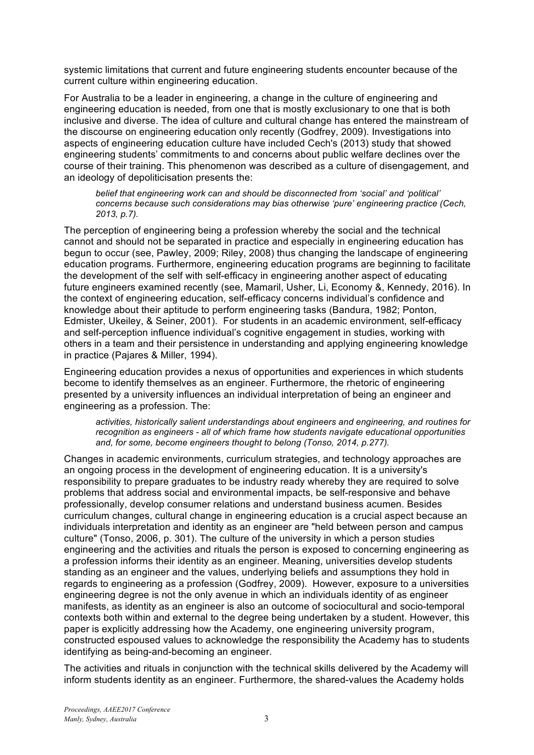systemic limitations that current and future engineering students encounter because of the current culture within engineering education.

For Australia to be a leader in engineering, a change in the culture of engineering and engineering education is needed, from one that is mostly exclusionary to one that is both inclusive and diverse. The idea of culture and cultural change has entered the mainstream of the discourse on engineering education only recently (Godfrey, 2009). Investigations into aspects of engineering education culture have included Cech's (2013) study that showed engineering students' commitments to and concerns about public welfare declines over the course of their training. This phenomenon was described as a culture of disengagement, and an ideology of depoliticisation presents the:

> *belief that engineering work can and should be disconnected from 'social' and 'political' concerns because such considerations may bias otherwise 'pure' engineering practice (Cech, 2013, p.7).*

The perception of engineering being a profession whereby the social and the technical cannot and should not be separated in practice and especially in engineering education has begun to occur (see, Pawley, 2009; Riley, 2008) thus changing the landscape of engineering education programs. Furthermore, engineering education programs are beginning to facilitate the development of the self with self-efficacy in engineering another aspect of educating future engineers examined recently (see, Mamaril, Usher, Li, Economy &, Kennedy, 2016). In the context of engineering education, self-efficacy concerns individual's confidence and knowledge about their aptitude to perform engineering tasks (Bandura, 1982; Ponton, Edmister, Ukeiley, & Seiner, 2001). For students in an academic environment, self-efficacy and self-perception influence individual's cognitive engagement in studies, working with others in a team and their persistence in understanding and applying engineering knowledge in practice (Pajares & Miller, 1994).

Engineering education provides a nexus of opportunities and experiences in which students become to identify themselves as an engineer. Furthermore, the rhetoric of engineering presented by a university influences an individual interpretation of being an engineer and engineering as a profession. The:

> *activities, historically salient understandings about engineers and engineering, and routines for recognition as engineers - all of which frame how students navigate educational opportunities and, for some, become engineers thought to belong (Tonso, 2014, p.277).*

Changes in academic environments, curriculum strategies, and technology approaches are an ongoing process in the development of engineering education. It is a university's responsibility to prepare graduates to be industry ready whereby they are required to solve problems that address social and environmental impacts, be self-responsive and behave professionally, develop consumer relations and understand business acumen. Besides curriculum changes, cultural change in engineering education is a crucial aspect because an individuals interpretation and identity as an engineer are "held between person and campus culture" (Tonso, 2006, p. 301). The culture of the university in which a person studies engineering and the activities and rituals the person is exposed to concerning engineering as a profession informs their identity as an engineer. Meaning, universities develop students standing as an engineer and the values, underlying beliefs and assumptions they hold in regards to engineering as a profession (Godfrey, 2009). However, exposure to a universities engineering degree is not the only avenue in which an individuals identity of as engineer manifests, as identity as an engineer is also an outcome of sociocultural and socio-temporal contexts both within and external to the degree being undertaken by a student. However, this paper is explicitly addressing how the Academy, one engineering university program, constructed espoused values to acknowledge the responsibility the Academy has to students identifying as being-and-becoming an engineer.

The activities and rituals in conjunction with the technical skills delivered by the Academy will inform students identity as an engineer. Furthermore, the shared-values the Academy holds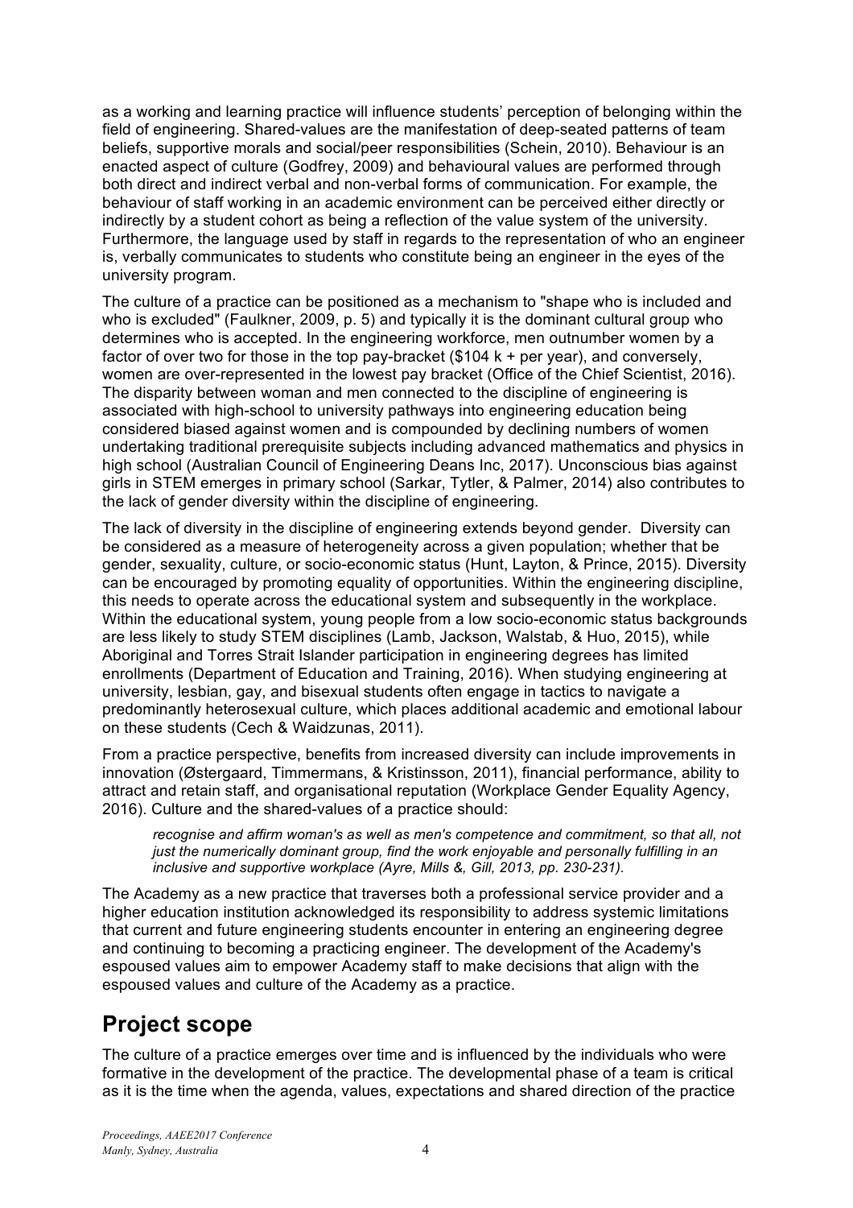as a working and learning practice will influence students' perception of belonging within the field of engineering. Shared-values are the manifestation of deep-seated patterns of team beliefs, supportive morals and social/peer responsibilities (Schein, 2010). Behaviour is an enacted aspect of culture (Godfrey, 2009) and behavioural values are performed through both direct and indirect verbal and non-verbal forms of communication. For example, the behaviour of staff working in an academic environment can be perceived either directly or indirectly by a student cohort as being a reflection of the value system of the university. Furthermore, the language used by staff in regards to the representation of who an engineer is, verbally communicates to students who constitute being an engineer in the eyes of the university program.

The culture of a practice can be positioned as a mechanism to "shape who is included and who is excluded" (Faulkner, 2009, p. 5) and typically it is the dominant cultural group who determines who is accepted. In the engineering workforce, men outnumber women by a factor of over two for those in the top pay-bracket ($104 k + per year), and conversely, women are over-represented in the lowest pay bracket (Office of the Chief Scientist, 2016). The disparity between woman and men connected to the discipline of engineering is associated with high-school to university pathways into engineering education being considered biased against women and is compounded by declining numbers of women undertaking traditional prerequisite subjects including advanced mathematics and physics in high school (Australian Council of Engineering Deans Inc, 2017). Unconscious bias against girls in STEM emerges in primary school (Sarkar, Tytler, & Palmer, 2014) also contributes to the lack of gender diversity within the discipline of engineering.

The lack of diversity in the discipline of engineering extends beyond gender. Diversity can be considered as a measure of heterogeneity across a given population; whether that be gender, sexuality, culture, or socio-economic status (Hunt, Layton, & Prince, 2015). Diversity can be encouraged by promoting equality of opportunities. Within the engineering discipline, this needs to operate across the educational system and subsequently in the workplace. Within the educational system, young people from a low socio-economic status backgrounds are less likely to study STEM disciplines (Lamb, Jackson, Walstab, & Huo, 2015), while Aboriginal and Torres Strait Islander participation in engineering degrees has limited enrollments (Department of Education and Training, 2016). When studying engineering at university, lesbian, gay, and bisexual students often engage in tactics to navigate a predominantly heterosexual culture, which places additional academic and emotional labour on these students (Cech & Waidzunas, 2011).

From a practice perspective, benefits from increased diversity can include improvements in innovation (Østergaard, Timmermans, & Kristinsson, 2011), financial performance, ability to attract and retain staff, and organisational reputation (Workplace Gender Equality Agency, 2016). Culture and the shared-values of a practice should:

> *recognise and affirm woman's as well as men's competence and commitment, so that all, not just the numerically dominant group, find the work enjoyable and personally fulfilling in an inclusive and supportive workplace (Ayre, Mills &, Gill, 2013, pp. 230-231).*

The Academy as a new practice that traverses both a professional service provider and a higher education institution acknowledged its responsibility to address systemic limitations that current and future engineering students encounter in entering an engineering degree and continuing to becoming a practicing engineer. The development of the Academy's espoused values aim to empower Academy staff to make decisions that align with the espoused values and culture of the Academy as a practice.

## Project scope

The culture of a practice emerges over time and is influenced by the individuals who were formative in the development of the practice. The developmental phase of a team is critical as it is the time when the agenda, values, expectations and shared direction of the practice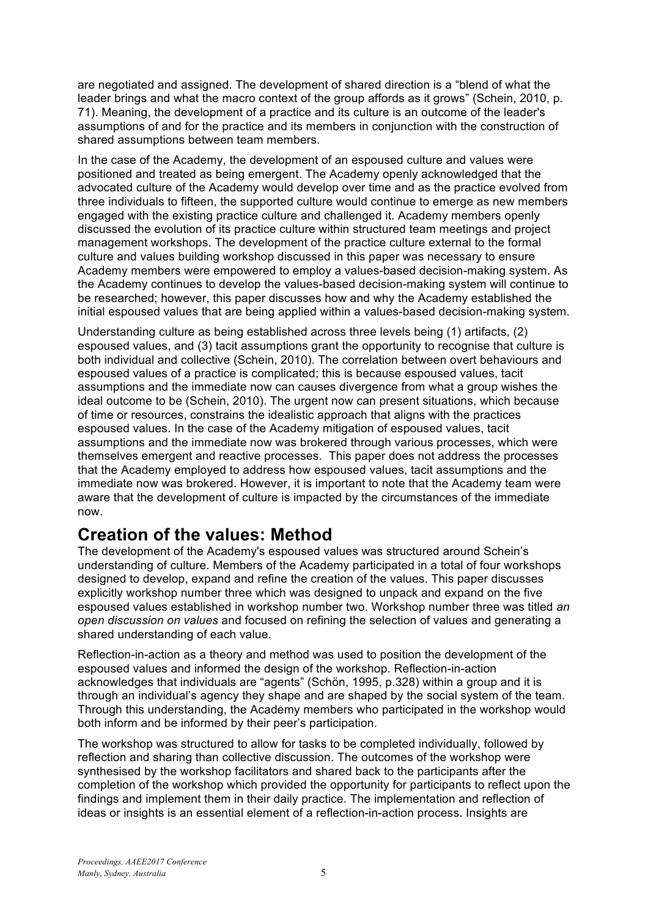are negotiated and assigned. The development of shared direction is a "blend of what the leader brings and what the macro context of the group affords as it grows" (Schein, 2010, p. 71). Meaning, the development of a practice and its culture is an outcome of the leader's assumptions of and for the practice and its members in conjunction with the construction of shared assumptions between team members.

In the case of the Academy, the development of an espoused culture and values were positioned and treated as being emergent. The Academy openly acknowledged that the advocated culture of the Academy would develop over time and as the practice evolved from three individuals to fifteen, the supported culture would continue to emerge as new members engaged with the existing practice culture and challenged it. Academy members openly discussed the evolution of its practice culture within structured team meetings and project management workshops. The development of the practice culture external to the formal culture and values building workshop discussed in this paper was necessary to ensure Academy members were empowered to employ a values-based decision-making system. As the Academy continues to develop the values-based decision-making system will continue to be researched; however, this paper discusses how and why the Academy established the initial espoused values that are being applied within a values-based decision-making system.

Understanding culture as being established across three levels being (1) artifacts, (2) espoused values, and (3) tacit assumptions grant the opportunity to recognise that culture is both individual and collective (Schein, 2010). The correlation between overt behaviours and espoused values of a practice is complicated; this is because espoused values, tacit assumptions and the immediate now can causes divergence from what a group wishes the ideal outcome to be (Schein, 2010). The urgent now can present situations, which because of time or resources, constrains the idealistic approach that aligns with the practices espoused values. In the case of the Academy mitigation of espoused values, tacit assumptions and the immediate now was brokered through various processes, which were themselves emergent and reactive processes. This paper does not address the processes that the Academy employed to address how espoused values, tacit assumptions and the immediate now was brokered. However, it is important to note that the Academy team were aware that the development of culture is impacted by the circumstances of the immediate now.

## Creation of the values: Method

The development of the Academy's espoused values was structured around Schein's understanding of culture. Members of the Academy participated in a total of four workshops designed to develop, expand and refine the creation of the values. This paper discusses explicitly workshop number three which was designed to unpack and expand on the five espoused values established in workshop number two. Workshop number three was titled *an open discussion on values* and focused on refining the selection of values and generating a shared understanding of each value.

Reflection-in-action as a theory and method was used to position the development of the espoused values and informed the design of the workshop. Reflection-in-action acknowledges that individuals are "agents" (Schön, 1995, p.328) within a group and it is through an individual's agency they shape and are shaped by the social system of the team. Through this understanding, the Academy members who participated in the workshop would both inform and be informed by their peer's participation.

The workshop was structured to allow for tasks to be completed individually, followed by reflection and sharing than collective discussion. The outcomes of the workshop were synthesised by the workshop facilitators and shared back to the participants after the completion of the workshop which provided the opportunity for participants to reflect upon the findings and implement them in their daily practice. The implementation and reflection of ideas or insights is an essential element of a reflection-in-action process. Insights are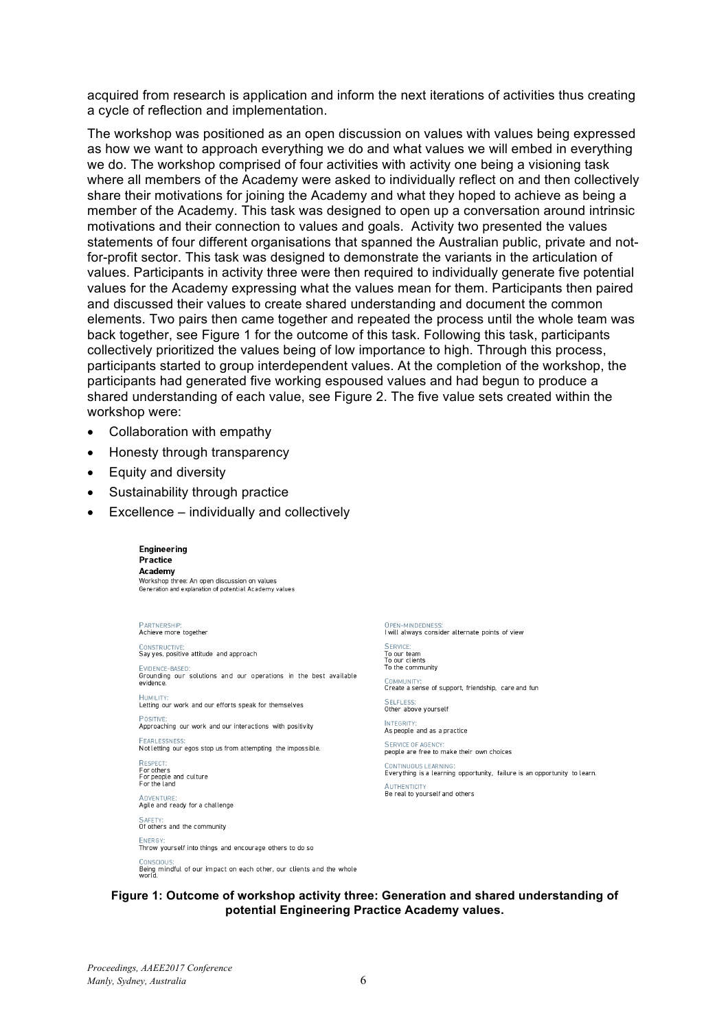acquired from research is application and inform the next iterations of activities thus creating a cycle of reflection and implementation.

The workshop was positioned as an open discussion on values with values being expressed as how we want to approach everything we do and what values we will embed in everything we do. The workshop comprised of four activities with activity one being a visioning task where all members of the Academy were asked to individually reflect on and then collectively share their motivations for joining the Academy and what they hoped to achieve as being a member of the Academy. This task was designed to open up a conversation around intrinsic motivations and their connection to values and goals. Activity two presented the values statements of four different organisations that spanned the Australian public, private and not-for-profit sector. This task was designed to demonstrate the variants in the articulation of values. Participants in activity three were then required to individually generate five potential values for the Academy expressing what the values mean for them. Participants then paired and discussed their values to create shared understanding and document the common elements. Two pairs then came together and repeated the process until the whole team was back together, see Figure 1 for the outcome of this task. Following this task, participants collectively prioritized the values being of low importance to high. Through this process, participants started to group interdependent values. At the completion of the workshop, the participants had generated five working espoused values and had begun to produce a shared understanding of each value, see Figure 2. The five value sets created within the workshop were:

- Collaboration with empathy
- Honesty through transparency
- Equity and diversity
- Sustainability through practice
- Excellence – individually and collectively

**Engineering Practice Academy**
Workshop three: An open discussion on values
Generation and explanation of potential Academy values

PARTNERSHIP:
Achieve more together

CONSTRUCTIVE:
Say yes, positive attitude and approach

EVIDENCE-BASED:
Grounding our solutions and our operations in the best available evidence.

HUMILITY:
Letting our work and our efforts speak for themselves

POSITIVE:
Approaching our work and our interactions with positivity

FEARLESSNESS:
Not letting our egos stop us from attempting the impossible.

RESPECT:
For others
For people and culture
For the land

ADVENTURE:
Agile and ready for a challenge

SAFETY:
Of others and the community

ENERGY:
Throw yourself into things and encourage others to do so

CONSCIOUS:
Being mindful of our impact on each other, our clients and the whole world.

OPEN-MINDEDNESS:
I will always consider alternate points of view

SERVICE:
To our team
To our clients
To the community

COMMUNITY:
Create a sense of support, friendship, care and fun

SELFLESS:
Other above yourself

INTEGRITY:
As people and as a practice

SERVICE OF AGENCY:
people are free to make their own choices

CONTINUOUS LEARNING:
Everything is a learning opportunity, failure is an opportunity to learn.

AUTHENTICITY
Be real to yourself and others

**Figure 1: Outcome of workshop activity three: Generation and shared understanding of potential Engineering Practice Academy values.**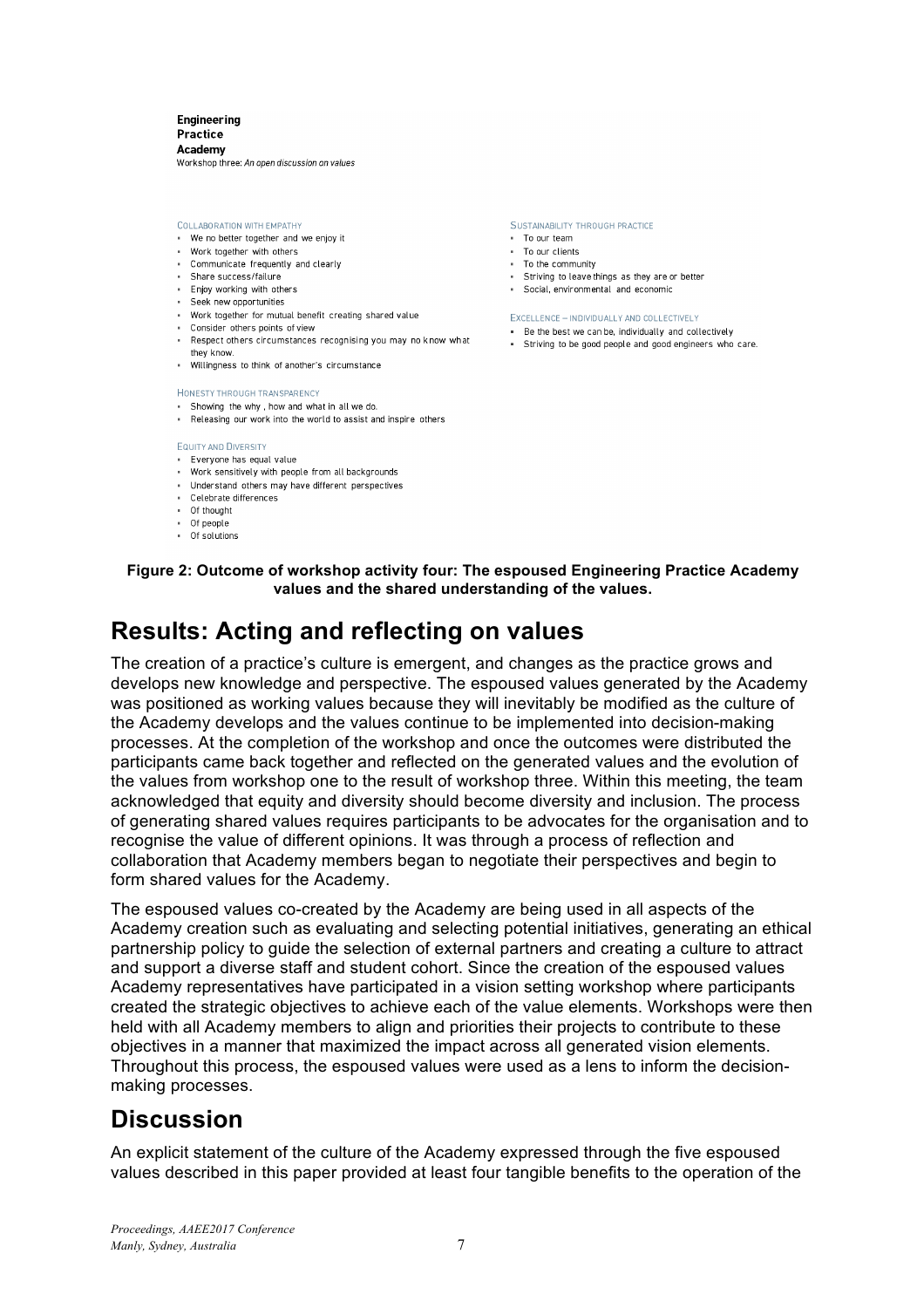**Engineering Practice Academy**

Workshop three: *An open discussion on values*

COLLABORATION WITH EMPATHY

- We no better together and we enjoy it
- Work together with others
- Communicate frequently and clearly
- Share success/failure
- Enjoy working with others
- Seek new opportunities
- Work together for mutual benefit creating shared value
- Consider others points of view
- Respect others circumstances recognising you may no know what they know.
- Willingness to think of another's circumstance

HONESTY THROUGH TRANSPARENCY

- Showing the why , how and what in all we do.
- Releasing our work into the world to assist and inspire others

EQUITY AND DIVERSITY

- Everyone has equal value
- Work sensitively with people from all backgrounds
- Understand others may have different perspectives
- Celebrate differences
- Of thought
- Of people
- Of solutions

SUSTAINABILITY THROUGH PRACTICE

- To our team
- To our clients
- To the community
- Striving to leave things as they are or better
- Social, environmental and economic

EXCELLENCE – INDIVIDUALLY AND COLLECTIVELY

- Be the best we can be, individually and collectively
- Striving to be good people and good engineers who care.

**Figure 2: Outcome of workshop activity four: The espoused Engineering Practice Academy values and the shared understanding of the values.**

# Results: Acting and reflecting on values

The creation of a practice's culture is emergent, and changes as the practice grows and develops new knowledge and perspective. The espoused values generated by the Academy was positioned as working values because they will inevitably be modified as the culture of the Academy develops and the values continue to be implemented into decision-making processes. At the completion of the workshop and once the outcomes were distributed the participants came back together and reflected on the generated values and the evolution of the values from workshop one to the result of workshop three. Within this meeting, the team acknowledged that equity and diversity should become diversity and inclusion. The process of generating shared values requires participants to be advocates for the organisation and to recognise the value of different opinions. It was through a process of reflection and collaboration that Academy members began to negotiate their perspectives and begin to form shared values for the Academy.

The espoused values co-created by the Academy are being used in all aspects of the Academy creation such as evaluating and selecting potential initiatives, generating an ethical partnership policy to guide the selection of external partners and creating a culture to attract and support a diverse staff and student cohort. Since the creation of the espoused values Academy representatives have participated in a vision setting workshop where participants created the strategic objectives to achieve each of the value elements. Workshops were then held with all Academy members to align and priorities their projects to contribute to these objectives in a manner that maximized the impact across all generated vision elements. Throughout this process, the espoused values were used as a lens to inform the decision-making processes.

# Discussion

An explicit statement of the culture of the Academy expressed through the five espoused values described in this paper provided at least four tangible benefits to the operation of the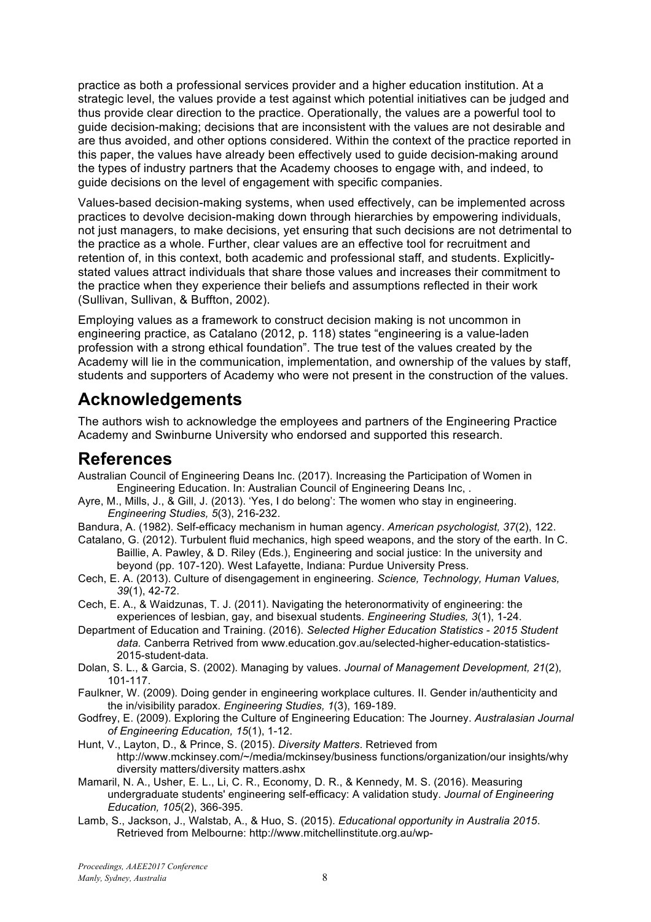practice as both a professional services provider and a higher education institution. At a strategic level, the values provide a test against which potential initiatives can be judged and thus provide clear direction to the practice. Operationally, the values are a powerful tool to guide decision-making; decisions that are inconsistent with the values are not desirable and are thus avoided, and other options considered. Within the context of the practice reported in this paper, the values have already been effectively used to guide decision-making around the types of industry partners that the Academy chooses to engage with, and indeed, to guide decisions on the level of engagement with specific companies.

Values-based decision-making systems, when used effectively, can be implemented across practices to devolve decision-making down through hierarchies by empowering individuals, not just managers, to make decisions, yet ensuring that such decisions are not detrimental to the practice as a whole. Further, clear values are an effective tool for recruitment and retention of, in this context, both academic and professional staff, and students. Explicitly-stated values attract individuals that share those values and increases their commitment to the practice when they experience their beliefs and assumptions reflected in their work (Sullivan, Sullivan, & Buffton, 2002).

Employing values as a framework to construct decision making is not uncommon in engineering practice, as Catalano (2012, p. 118) states "engineering is a value-laden profession with a strong ethical foundation". The true test of the values created by the Academy will lie in the communication, implementation, and ownership of the values by staff, students and supporters of Academy who were not present in the construction of the values.

## Acknowledgements

The authors wish to acknowledge the employees and partners of the Engineering Practice Academy and Swinburne University who endorsed and supported this research.

## References

Australian Council of Engineering Deans Inc. (2017). Increasing the Participation of Women in Engineering Education. In: Australian Council of Engineering Deans Inc, .

Ayre, M., Mills, J., & Gill, J. (2013). 'Yes, I do belong': The women who stay in engineering. *Engineering Studies, 5*(3), 216-232.

Bandura, A. (1982). Self-efficacy mechanism in human agency. *American psychologist, 37*(2), 122.

Catalano, G. (2012). Turbulent fluid mechanics, high speed weapons, and the story of the earth. In C. Baillie, A. Pawley, & D. Riley (Eds.), Engineering and social justice: In the university and beyond (pp. 107-120). West Lafayette, Indiana: Purdue University Press.

Cech, E. A. (2013). Culture of disengagement in engineering. *Science, Technology, Human Values, 39*(1), 42-72.

Cech, E. A., & Waidzunas, T. J. (2011). Navigating the heteronormativity of engineering: the experiences of lesbian, gay, and bisexual students. *Engineering Studies, 3*(1), 1-24.

Department of Education and Training. (2016). *Selected Higher Education Statistics - 2015 Student data.* Canberra Retrived from www.education.gov.au/selected-higher-education-statistics-2015-student-data.

Dolan, S. L., & Garcia, S. (2002). Managing by values. *Journal of Management Development, 21*(2), 101-117.

Faulkner, W. (2009). Doing gender in engineering workplace cultures. II. Gender in/authenticity and the in/visibility paradox. *Engineering Studies, 1*(3), 169-189.

Godfrey, E. (2009). Exploring the Culture of Engineering Education: The Journey. *Australasian Journal of Engineering Education, 15*(1), 1-12.

Hunt, V., Layton, D., & Prince, S. (2015). *Diversity Matters*. Retrieved from http://www.mckinsey.com/~/media/mckinsey/business functions/organization/our insights/why diversity matters/diversity matters.ashx

Mamaril, N. A., Usher, E. L., Li, C. R., Economy, D. R., & Kennedy, M. S. (2016). Measuring undergraduate students' engineering self-efficacy: A validation study. *Journal of Engineering Education, 105*(2), 366-395.

Lamb, S., Jackson, J., Walstab, A., & Huo, S. (2015). *Educational opportunity in Australia 2015*. Retrieved from Melbourne: http://www.mitchellinstitute.org.au/wp-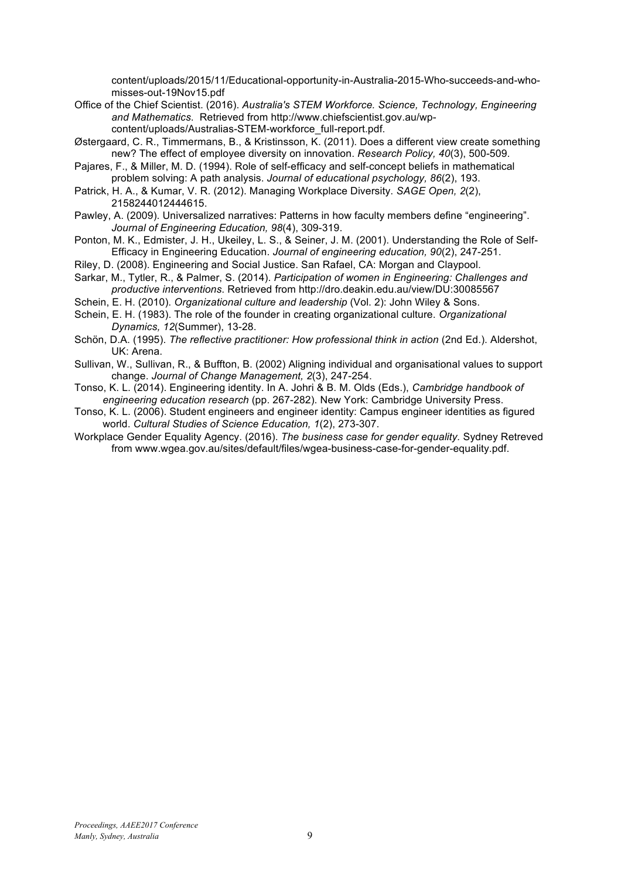content/uploads/2015/11/Educational-opportunity-in-Australia-2015-Who-succeeds-and-who-misses-out-19Nov15.pdf

Office of the Chief Scientist. (2016). *Australia's STEM Workforce. Science, Technology, Engineering and Mathematics*. Retrieved from http://www.chiefscientist.gov.au/wp-content/uploads/Australias-STEM-workforce_full-report.pdf.

Østergaard, C. R., Timmermans, B., & Kristinsson, K. (2011). Does a different view create something new? The effect of employee diversity on innovation. *Research Policy, 40*(3), 500-509.

Pajares, F., & Miller, M. D. (1994). Role of self-efficacy and self-concept beliefs in mathematical problem solving: A path analysis. *Journal of educational psychology, 86*(2), 193.

Patrick, H. A., & Kumar, V. R. (2012). Managing Workplace Diversity. *SAGE Open, 2*(2), 2158244012444615.

Pawley, A. (2009). Universalized narratives: Patterns in how faculty members define "engineering". *Journal of Engineering Education, 98*(4), 309-319.

Ponton, M. K., Edmister, J. H., Ukeiley, L. S., & Seiner, J. M. (2001). Understanding the Role of Self-Efficacy in Engineering Education. *Journal of engineering education, 90*(2), 247-251.

Riley, D. (2008). Engineering and Social Justice. San Rafael, CA: Morgan and Claypool.

Sarkar, M., Tytler, R., & Palmer, S. (2014). *Participation of women in Engineering: Challenges and productive interventions*. Retrieved from http://dro.deakin.edu.au/view/DU:30085567

Schein, E. H. (2010). *Organizational culture and leadership* (Vol. 2): John Wiley & Sons.

Schein, E. H. (1983). The role of the founder in creating organizational culture. *Organizational Dynamics, 12*(Summer), 13-28.

Schön, D.A. (1995). *The reflective practitioner: How professional think in action* (2nd Ed.). Aldershot, UK: Arena.

Sullivan, W., Sullivan, R., & Buffton, B. (2002) Aligning individual and organisational values to support change. *Journal of Change Management, 2*(3), 247-254.

Tonso, K. L. (2014). Engineering identity. In A. Johri & B. M. Olds (Eds.), *Cambridge handbook of engineering education research* (pp. 267-282). New York: Cambridge University Press.

Tonso, K. L. (2006). Student engineers and engineer identity: Campus engineer identities as figured world. *Cultural Studies of Science Education, 1*(2), 273-307.

Workplace Gender Equality Agency. (2016). *The business case for gender equality*. Sydney Retreved from www.wgea.gov.au/sites/default/files/wgea-business-case-for-gender-equality.pdf.